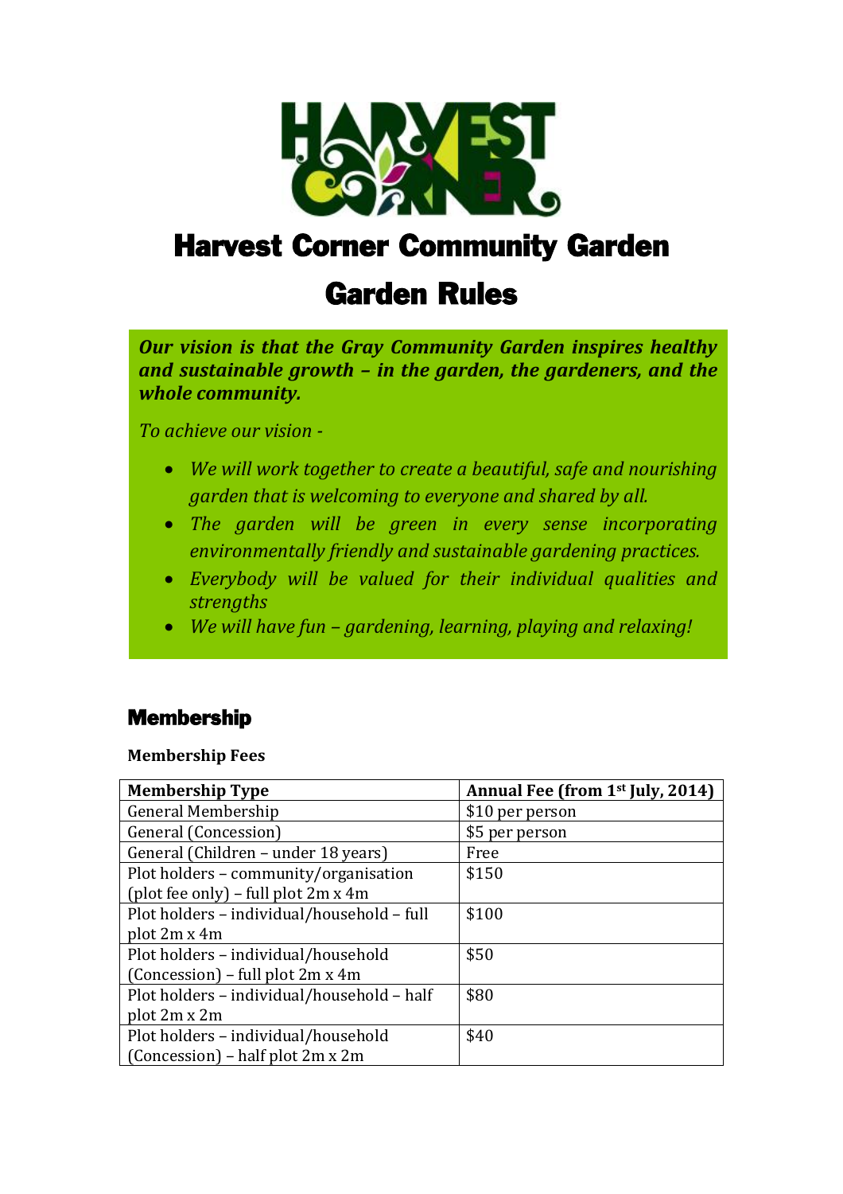# Harvest Corner Community Garden

# Garden Rules

***Our vision is that the Gray Community Garden inspires healthy and sustainable growth – in the garden, the gardeners, and the whole community.***

*To achieve our vision -*

- *We will work together to create a beautiful, safe and nourishing garden that is welcoming to everyone and shared by all.*
- *The garden will be green in every sense incorporating environmentally friendly and sustainable gardening practices.*
- *Everybody will be valued for their individual qualities and strengths*
- *We will have fun – gardening, learning, playing and relaxing!*

## Membership

**Membership Fees**

| Membership Type | Annual Fee (from 1st July, 2014) |
|---|---|
| General Membership | $10 per person |
| General (Concession) | $5 per person |
| General (Children – under 18 years) | Free |
| Plot holders – community/organisation (plot fee only) – full plot 2m x 4m | $150 |
| Plot holders – individual/household – full plot 2m x 4m | $100 |
| Plot holders – individual/household (Concession) – full plot 2m x 4m | $50 |
| Plot holders – individual/household – half plot 2m x 2m | $80 |
| Plot holders – individual/household (Concession) – half plot 2m x 2m | $40 |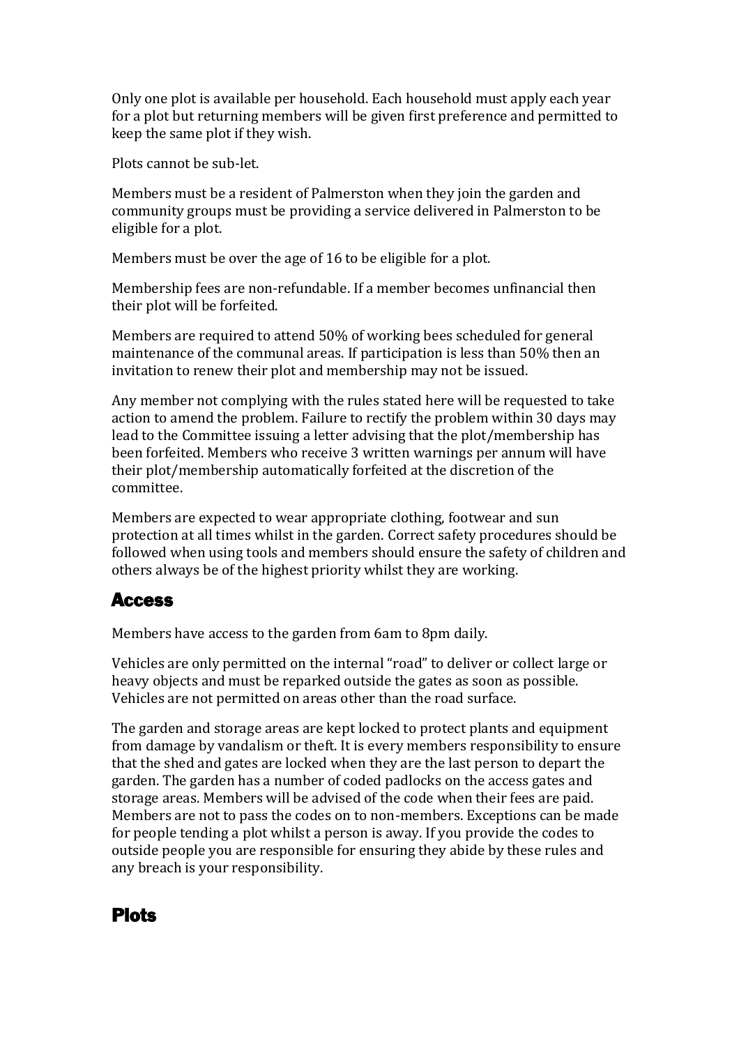Only one plot is available per household. Each household must apply each year for a plot but returning members will be given first preference and permitted to keep the same plot if they wish.

Plots cannot be sub-let.

Members must be a resident of Palmerston when they join the garden and community groups must be providing a service delivered in Palmerston to be eligible for a plot.

Members must be over the age of 16 to be eligible for a plot.

Membership fees are non-refundable. If a member becomes unfinancial then their plot will be forfeited.

Members are required to attend 50% of working bees scheduled for general maintenance of the communal areas. If participation is less than 50% then an invitation to renew their plot and membership may not be issued.

Any member not complying with the rules stated here will be requested to take action to amend the problem. Failure to rectify the problem within 30 days may lead to the Committee issuing a letter advising that the plot/membership has been forfeited. Members who receive 3 written warnings per annum will have their plot/membership automatically forfeited at the discretion of the committee.

Members are expected to wear appropriate clothing, footwear and sun protection at all times whilst in the garden. Correct safety procedures should be followed when using tools and members should ensure the safety of children and others always be of the highest priority whilst they are working.

## Access

Members have access to the garden from 6am to 8pm daily.

Vehicles are only permitted on the internal "road" to deliver or collect large or heavy objects and must be reparked outside the gates as soon as possible. Vehicles are not permitted on areas other than the road surface.

The garden and storage areas are kept locked to protect plants and equipment from damage by vandalism or theft. It is every members responsibility to ensure that the shed and gates are locked when they are the last person to depart the garden. The garden has a number of coded padlocks on the access gates and storage areas. Members will be advised of the code when their fees are paid. Members are not to pass the codes on to non-members. Exceptions can be made for people tending a plot whilst a person is away. If you provide the codes to outside people you are responsible for ensuring they abide by these rules and any breach is your responsibility.

## Plots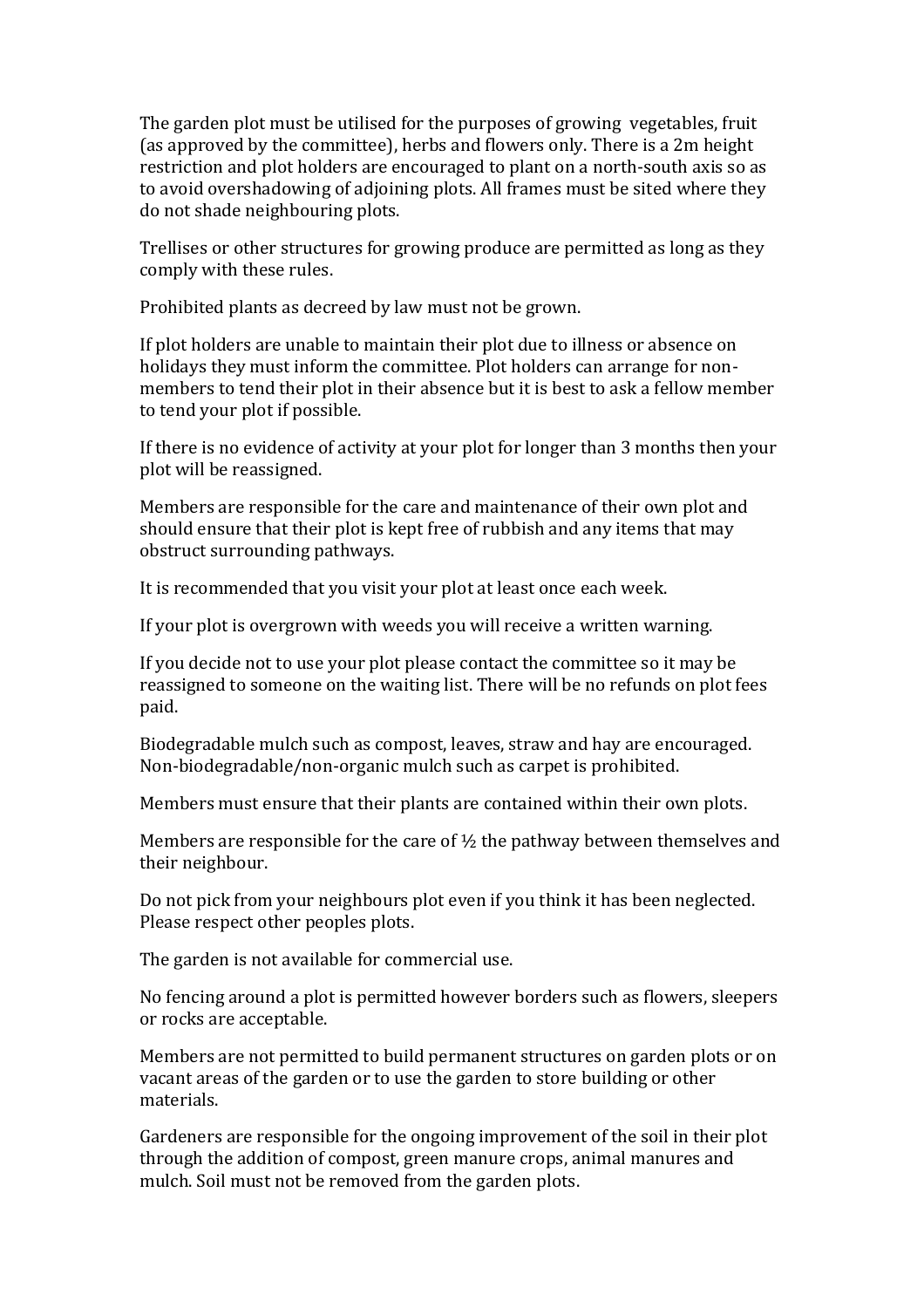The garden plot must be utilised for the purposes of growing vegetables, fruit (as approved by the committee), herbs and flowers only. There is a 2m height restriction and plot holders are encouraged to plant on a north-south axis so as to avoid overshadowing of adjoining plots. All frames must be sited where they do not shade neighbouring plots.

Trellises or other structures for growing produce are permitted as long as they comply with these rules.

Prohibited plants as decreed by law must not be grown.

If plot holders are unable to maintain their plot due to illness or absence on holidays they must inform the committee. Plot holders can arrange for non-members to tend their plot in their absence but it is best to ask a fellow member to tend your plot if possible.

If there is no evidence of activity at your plot for longer than 3 months then your plot will be reassigned.

Members are responsible for the care and maintenance of their own plot and should ensure that their plot is kept free of rubbish and any items that may obstruct surrounding pathways.

It is recommended that you visit your plot at least once each week.

If your plot is overgrown with weeds you will receive a written warning.

If you decide not to use your plot please contact the committee so it may be reassigned to someone on the waiting list. There will be no refunds on plot fees paid.

Biodegradable mulch such as compost, leaves, straw and hay are encouraged. Non-biodegradable/non-organic mulch such as carpet is prohibited.

Members must ensure that their plants are contained within their own plots.

Members are responsible for the care of ½ the pathway between themselves and their neighbour.

Do not pick from your neighbours plot even if you think it has been neglected. Please respect other peoples plots.

The garden is not available for commercial use.

No fencing around a plot is permitted however borders such as flowers, sleepers or rocks are acceptable.

Members are not permitted to build permanent structures on garden plots or on vacant areas of the garden or to use the garden to store building or other materials.

Gardeners are responsible for the ongoing improvement of the soil in their plot through the addition of compost, green manure crops, animal manures and mulch. Soil must not be removed from the garden plots.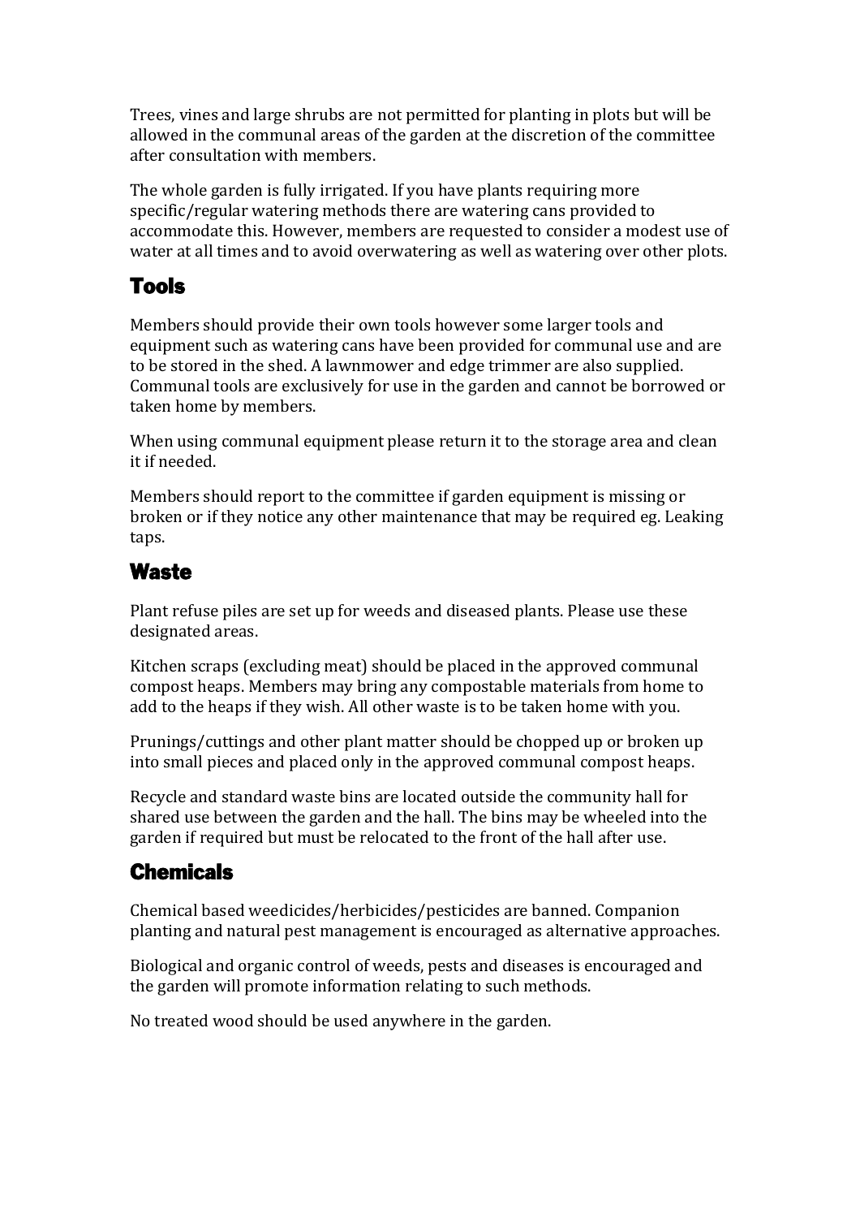Trees, vines and large shrubs are not permitted for planting in plots but will be allowed in the communal areas of the garden at the discretion of the committee after consultation with members.

The whole garden is fully irrigated. If you have plants requiring more specific/regular watering methods there are watering cans provided to accommodate this. However, members are requested to consider a modest use of water at all times and to avoid overwatering as well as watering over other plots.

## Tools

Members should provide their own tools however some larger tools and equipment such as watering cans have been provided for communal use and are to be stored in the shed. A lawnmower and edge trimmer are also supplied. Communal tools are exclusively for use in the garden and cannot be borrowed or taken home by members.

When using communal equipment please return it to the storage area and clean it if needed.

Members should report to the committee if garden equipment is missing or broken or if they notice any other maintenance that may be required eg. Leaking taps.

## Waste

Plant refuse piles are set up for weeds and diseased plants. Please use these designated areas.

Kitchen scraps (excluding meat) should be placed in the approved communal compost heaps. Members may bring any compostable materials from home to add to the heaps if they wish. All other waste is to be taken home with you.

Prunings/cuttings and other plant matter should be chopped up or broken up into small pieces and placed only in the approved communal compost heaps.

Recycle and standard waste bins are located outside the community hall for shared use between the garden and the hall. The bins may be wheeled into the garden if required but must be relocated to the front of the hall after use.

## Chemicals

Chemical based weedicides/herbicides/pesticides are banned. Companion planting and natural pest management is encouraged as alternative approaches.

Biological and organic control of weeds, pests and diseases is encouraged and the garden will promote information relating to such methods.

No treated wood should be used anywhere in the garden.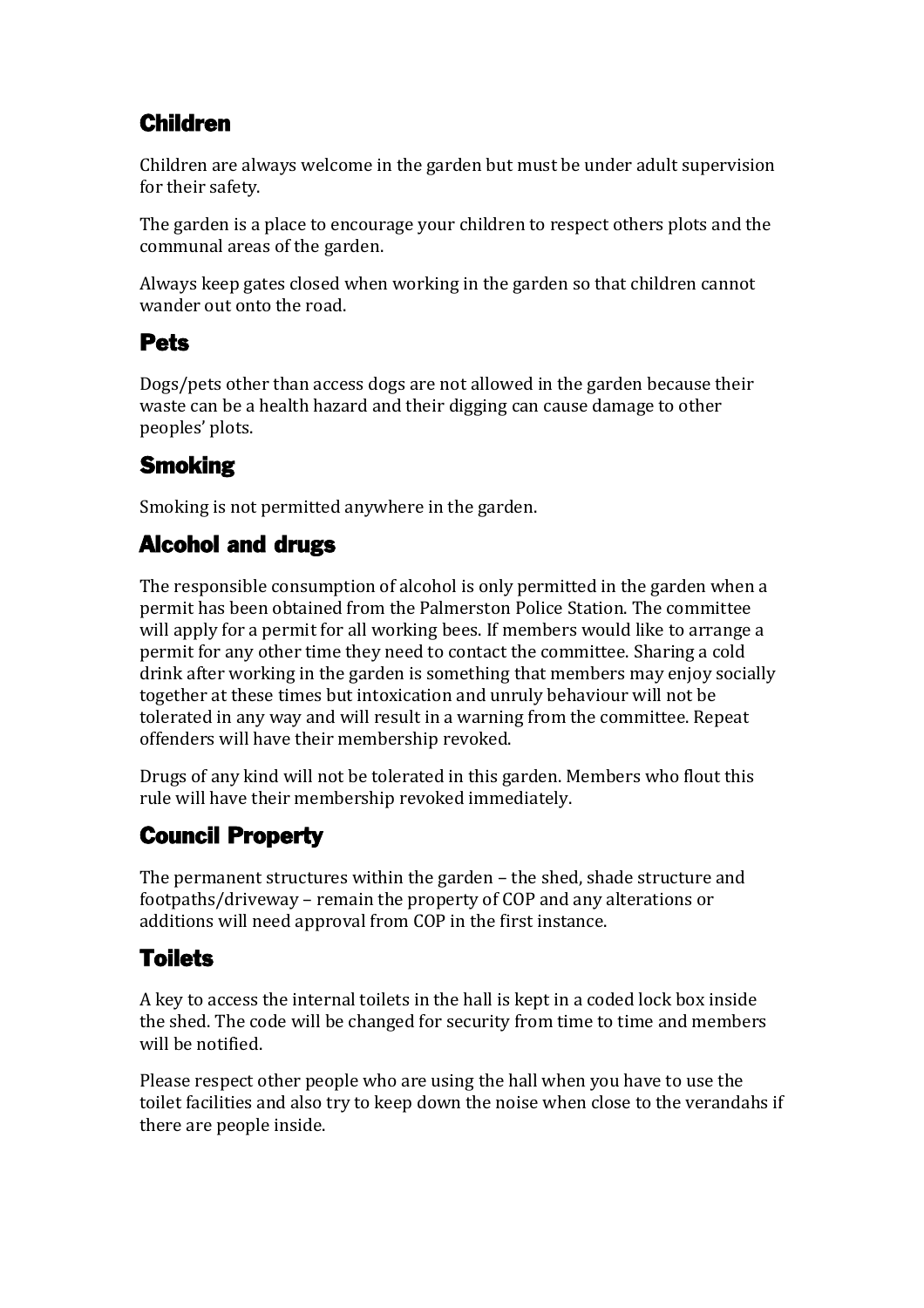## Children

Children are always welcome in the garden but must be under adult supervision for their safety.

The garden is a place to encourage your children to respect others plots and the communal areas of the garden.

Always keep gates closed when working in the garden so that children cannot wander out onto the road.

## Pets

Dogs/pets other than access dogs are not allowed in the garden because their waste can be a health hazard and their digging can cause damage to other peoples' plots.

## Smoking

Smoking is not permitted anywhere in the garden.

## Alcohol and drugs

The responsible consumption of alcohol is only permitted in the garden when a permit has been obtained from the Palmerston Police Station. The committee will apply for a permit for all working bees. If members would like to arrange a permit for any other time they need to contact the committee. Sharing a cold drink after working in the garden is something that members may enjoy socially together at these times but intoxication and unruly behaviour will not be tolerated in any way and will result in a warning from the committee. Repeat offenders will have their membership revoked.

Drugs of any kind will not be tolerated in this garden. Members who flout this rule will have their membership revoked immediately.

## Council Property

The permanent structures within the garden – the shed, shade structure and footpaths/driveway – remain the property of COP and any alterations or additions will need approval from COP in the first instance.

## Toilets

A key to access the internal toilets in the hall is kept in a coded lock box inside the shed. The code will be changed for security from time to time and members will be notified.

Please respect other people who are using the hall when you have to use the toilet facilities and also try to keep down the noise when close to the verandahs if there are people inside.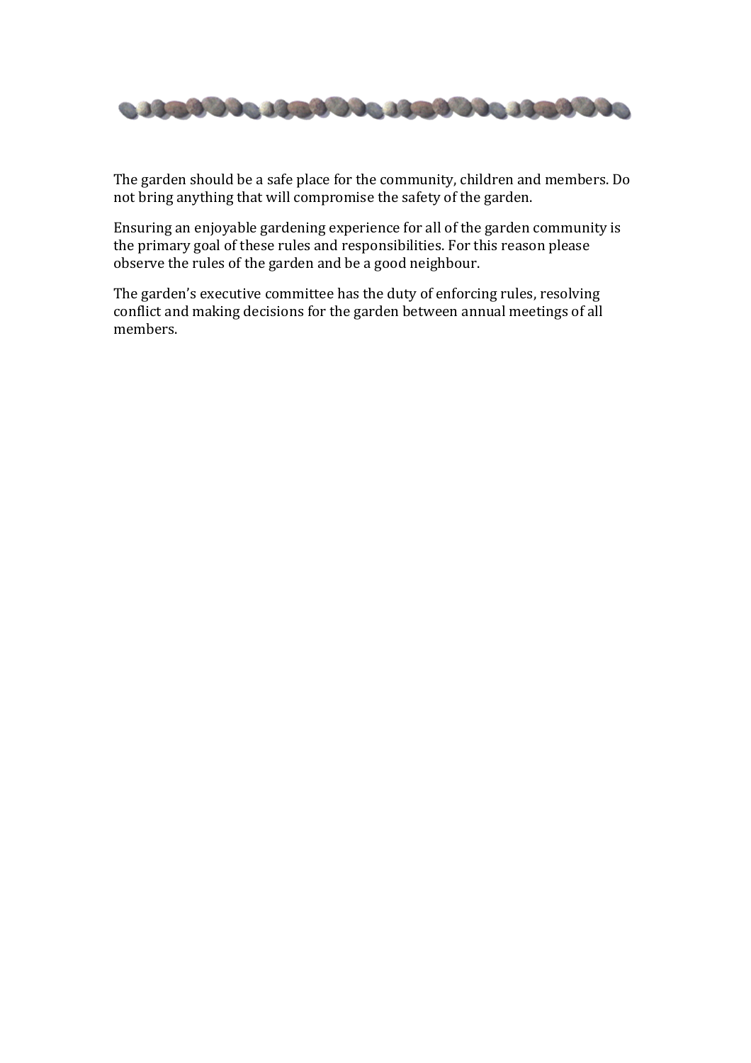The garden should be a safe place for the community, children and members. Do not bring anything that will compromise the safety of the garden.

Ensuring an enjoyable gardening experience for all of the garden community is the primary goal of these rules and responsibilities. For this reason please observe the rules of the garden and be a good neighbour.

The garden's executive committee has the duty of enforcing rules, resolving conflict and making decisions for the garden between annual meetings of all members.